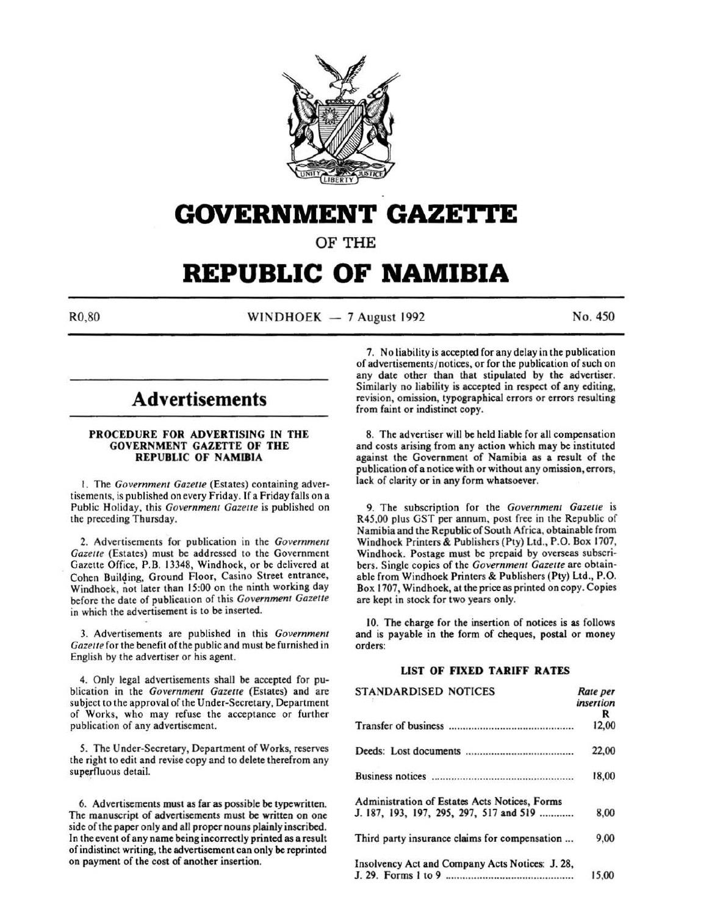# GOVERNMENT GAZETTE

## OF THE

# REPUBLIC OF NAMIBIA

R0,80 — WINDHOEK — 7 August 1992 — No. 450

## Advertisements

### PROCEDURE FOR ADVERTISING IN THE GOVERNMENT GAZETTE OF THE REPUBLIC OF NAMIBIA

1. The *Government Gazette* (Estates) containing advertisements, is published on every Friday. If a Friday falls on a Public Holiday, this *Government Gazette* is published on the preceding Thursday.

2. Advertisements for publication in the *Government Gazette* (Estates) must be addressed to the Government Gazette Office, P.B. 13348, Windhoek, or be delivered at Cohen Building, Ground Floor, Casino Street entrance, Windhoek, not later than 15:00 on the ninth working day before the date of publication of this *Government Gazette* in which the advertisement is to be inserted.

3. Advertisements are published in this *Government Gazette* for the benefit of the public and must be furnished in English by the advertiser or his agent.

4. Only legal advertisements shall be accepted for publication in the *Government Gazette* (Estates) and are subject to the approval of the Under-Secretary, Department of Works, who may refuse the acceptance or further publication of any advertisement.

5. The Under-Secretary, Department of Works, reserves the right to edit and revise copy and to delete therefrom any superfluous detail.

6. Advertisements must as far as possible be typewritten. The manuscript of advertisements must be written on one side of the paper only and all proper nouns plainly inscribed. In the event of any name being incorrectly printed as a result of indistinct writing, the advertisement can only be reprinted on payment of the cost of another insertion.

7. No liability is accepted for any delay in the publication of advertisements/notices, or for the publication of such on any date other than that stipulated by the advertiser. Similarly no liability is accepted in respect of any editing, revision, omission, typographical errors or errors resulting from faint or indistinct copy.

8. The advertiser will be held liable for all compensation and costs arising from any action which may be instituted against the Government of Namibia as a result of the publication of a notice with or without any omission, errors, lack of clarity or in any form whatsoever.

9. The subscription for the *Government Gazette* is R45,00 plus GST per annum, post free in the Republic of Namibia and the Republic of South Africa, obtainable from Windhoek Printers & Publishers (Pty) Ltd., P.O. Box 1707, Windhoek. Postage must be prepaid by overseas subscribers. Single copies of the *Government Gazette* are obtainable from Windhoek Printers & Publishers (Pty) Ltd., P.O. Box 1707, Windhoek, at the price as printed on copy. Copies are kept in stock for two years only.

10. The charge for the insertion of notices is as follows and is payable in the form of cheques, postal or money orders:

### LIST OF FIXED TARIFF RATES

| STANDARDISED NOTICES | *Rate per insertion* R |
|---|---|
| Transfer of business | 12,00 |
| Deeds: Lost documents | 22,00 |
| Business notices | 18,00 |
| Administration of Estates Acts Notices, Forms J. 187, 193, 197, 295, 297, 517 and 519 | 8,00 |
| Third party insurance claims for compensation | 9,00 |
| Insolvency Act and Company Acts Notices: J. 28, J. 29. Forms 1 to 9 | 15,00 |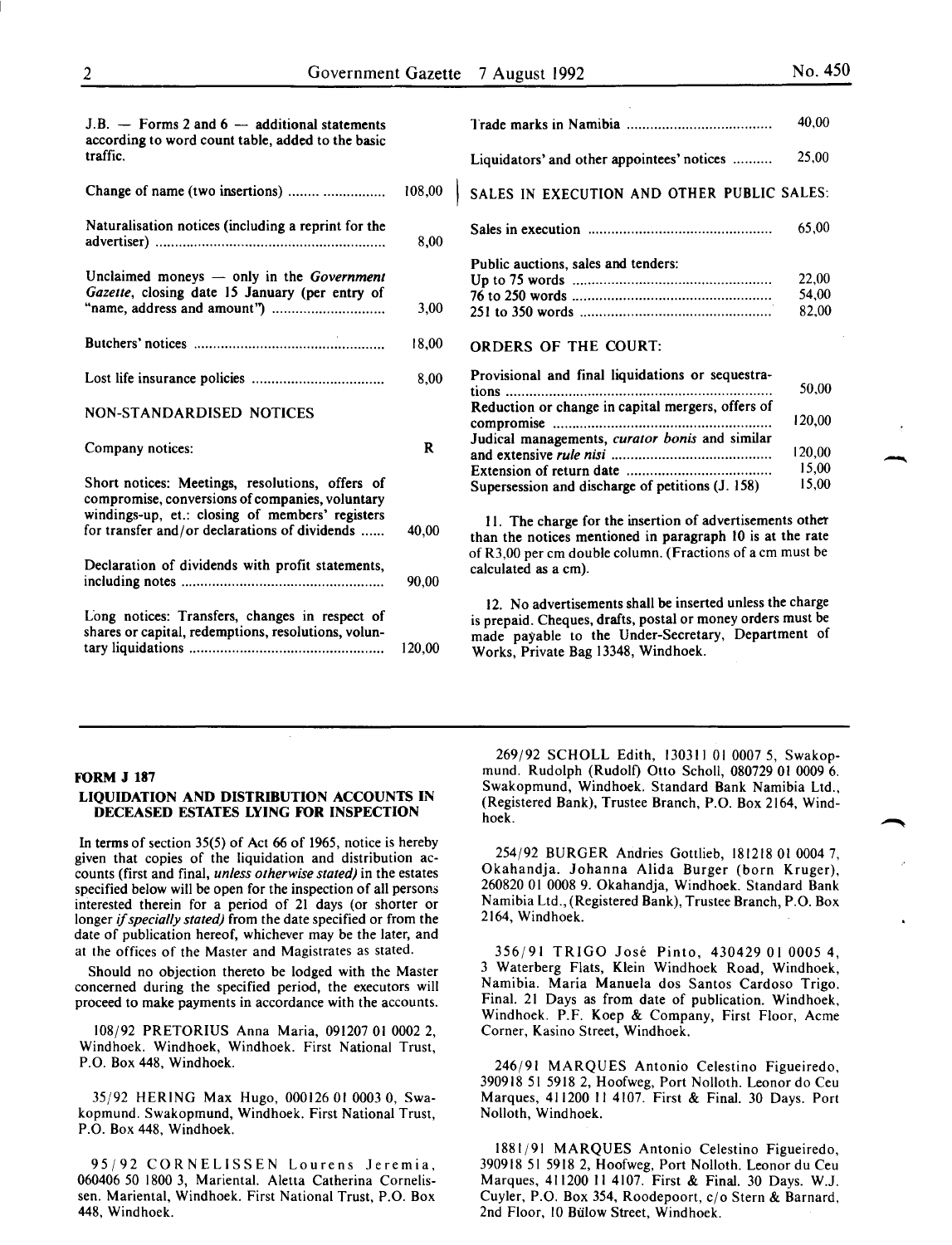J.B. — Forms 2 and 6 — additional statements according to word count table, added to the basic traffic.

| | |
|---|---|
| Change of name (two insertions) | 108,00 |
| Naturalisation notices (including a reprint for the advertiser) | 8,00 |
| Unclaimed moneys — only in the *Government Gazette*, closing date 15 January (per entry of "name, address and amount") | 3,00 |
| Butchers' notices | 18,00 |
| Lost life insurance policies | 8,00 |

NON-STANDARDISED NOTICES

| | |
|---|---|
| Company notices: | R |
| Short notices: Meetings, resolutions, offers of compromise, conversions of companies, voluntary windings-up, et.: closing of members' registers for transfer and/or declarations of dividends | 40,00 |
| Declaration of dividends with profit statements, including notes | 90,00 |
| Long notices: Transfers, changes in respect of shares or capital, redemptions, resolutions, voluntary liquidations | 120,00 |
| Trade marks in Namibia | 40,00 |
| Liquidators' and other appointees' notices | 25,00 |

SALES IN EXECUTION AND OTHER PUBLIC SALES:

| | |
|---|---|
| Sales in execution | 65,00 |
| Public auctions, sales and tenders: | |
| Up to 75 words | 22,00 |
| 76 to 250 words | 54,00 |
| 251 to 350 words | 82,00 |

ORDERS OF THE COURT:

| | |
|---|---|
| Provisional and final liquidations or sequestrations | 50,00 |
| Reduction or change in capital mergers, offers of compromise | 120,00 |
| Judical managements, *curator bonis* and similar and extensive *rule nisi* | 120,00 |
| Extension of return date | 15,00 |
| Supersession and discharge of petitions (J. 158) | 15,00 |

11. The charge for the insertion of advertisements other than the notices mentioned in paragraph 10 is at the rate of R3,00 per cm double column. (Fractions of a cm must be calculated as a cm).

12. No advertisements shall be inserted unless the charge is prepaid. Cheques, drafts, postal or money orders must be made payable to the Under-Secretary, Department of Works, Private Bag 13348, Windhoek.

---

**FORM J 187**

**LIQUIDATION AND DISTRIBUTION ACCOUNTS IN DECEASED ESTATES LYING FOR INSPECTION**

In terms of section 35(5) of Act 66 of 1965, notice is hereby given that copies of the liquidation and distribution accounts (first and final, *unless otherwise stated)* in the estates specified below will be open for the inspection of all persons interested therein for a period of 21 days (or shorter or longer *if specially stated)* from the date specified or from the date of publication hereof, whichever may be the later, and at the offices of the Master and Magistrates as stated.

Should no objection thereto be lodged with the Master concerned during the specified period, the executors will proceed to make payments in accordance with the accounts.

108/92 PRETORIUS Anna Maria, 091207 01 0002 2, Windhoek. Windhoek, Windhoek. First National Trust, P.O. Box 448, Windhoek.

35/92 HERING Max Hugo, 000126 01 0003 0, Swakopmund. Swakopmund, Windhoek. First National Trust, P.O. Box 448, Windhoek.

95/92 CORNELISSEN Lourens Jeremia, 060406 50 1800 3, Mariental. Aletta Catherina Cornelissen. Mariental, Windhoek. First National Trust, P.O. Box 448, Windhoek.

269/92 SCHOLL Edith, 130311 01 0007 5, Swakopmund. Rudolph (Rudolf) Otto Scholl, 080729 01 0009 6. Swakopmund, Windhoek. Standard Bank Namibia Ltd., (Registered Bank), Trustee Branch, P.O. Box 2164, Windhoek.

254/92 BURGER Andries Gottlieb, 181218 01 0004 7, Okahandja. Johanna Alida Burger (born Kruger), 260820 01 0008 9. Okahandja, Windhoek. Standard Bank Namibia Ltd., (Registered Bank), Trustee Branch, P.O. Box 2164, Windhoek.

356/91 TRIGO José Pinto, 430429 01 0005 4, 3 Waterberg Flats, Klein Windhoek Road, Windhoek, Namibia. Maria Manuela dos Santos Cardoso Trigo. Final. 21 Days as from date of publication. Windhoek, Windhoek. P.F. Koep & Company, First Floor, Acme Corner, Kasino Street, Windhoek.

246/91 MARQUES Antonio Celestino Figueiredo, 390918 51 5918 2, Hoofweg, Port Nolloth. Leonor do Ceu Marques, 411200 11 4107. First & Final. 30 Days. Port Nolloth, Windhoek.

1881/91 MARQUES Antonio Celestino Figueiredo, 390918 51 5918 2, Hoofweg, Port Nolloth. Leonor du Ceu Marques, 411200 11 4107. First & Final. 30 Days. W.J. Cuyler, P.O. Box 354, Roodepoort, c/o Stern & Barnard, 2nd Floor, 10 Bülow Street, Windhoek.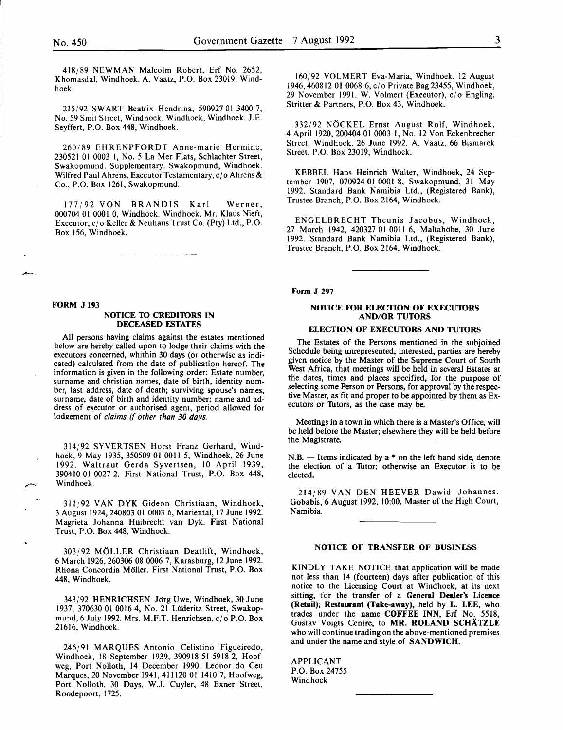418/89 NEWMAN Malcolm Robert, Erf No. 2652, Khomasdal. Windhoek. A. Vaatz, P.O. Box 23019, Windhoek.

215/92 SWART Beatrix Hendrina, 590927 01 3400 7, No. 59 Smit Street, Windhoek. Windhoek, Windhoek. J.E. Seyffert, P.O. Box 448, Windhoek.

260/89 EHRENPFORDT Anne-marie Hermine, 230521 01 0003 1, No. 5 La Mer Flats, Schlachter Street, Swakopmund. Supplementary. Swakopmund, Windhoek. Wilfred Paul Ahrens, Executor Testamentary, c/o Ahrens & Co., P.O. Box 1261, Swakopmund.

177/92 VON BRANDIS Karl Werner, 000704 01 0001 0, Windhoek. Windhoek. Mr. Klaus Nieft, Executor, c/o Keller & Neuhaus Trust Co. (Pty) Ltd., P.O. Box 156, Windhoek.

**FORM J 193**

### NOTICE TO CREDITORS IN DECEASED ESTATES

All persons having claims against the estates mentioned below are hereby called upon to lodge their claims with the executors concerned, whithin 30 days (or otherwise as indicated) calculated from the date of publication hereof. The information is given in the following order: Estate number, surname and christian names, date of birth, identity number, last address, date of death; surviving spouse's names, surname, date of birth and identity number; name and address of executor or authorised agent, period allowed for lodgement of *claims if other than 30 days.*

314/92 SYVERTSEN Horst Franz Gerhard, Windhoek, 9 May 1935, 350509 01 0011 5, Windhoek, 26 June 1992. Waltraut Gerda Syvertsen, 10 April 1939, 390410 01 0027 2. First National Trust, P.O. Box 448, Windhoek.

311/92 VAN DYK Gideon Christiaan, Windhoek, 3 August 1924, 240803 01 0003 6, Mariental, 17 June 1992. Magrieta Johanna Huibrecht van Dyk. First National Trust, P.O. Box 448, Windhoek.

303/92 MÖLLER Christiaan Deatlift, Windhoek, 6 March 1926, 260306 08 0006 7, Karasburg, 12 June 1992. Rhona Concordia Möller. First National Trust, P.O. Box 448, Windhoek.

343/92 HENRICHSEN Jörg Uwe, Windhoek, 30 June 1937, 370630 01 0016 4, No. 21 Lüderitz Street, Swakopmund, 6 July 1992. Mrs. M.F.T. Henrichsen, c/o P.O. Box 21616, Windhoek.

246/91 MARQUES Antonio Celistino Figueiredo, Windhoek, 18 September 1939, 390918 51 5918 2, Hoofweg, Port Nolloth, 14 December 1990. Leonor do Ceu Marques, 20 November 1941, 411120 01 1410 7, Hoofweg, Port Nolloth. 30 Days. W.J. Cuyler, 48 Exner Street, Roodepoort, 1725.

160/92 VOLMERT Eva-Maria, Windhoek, 12 August 1946, 460812 01 0068 6, c/o Private Bag 23455, Windhoek, 29 November 1991. W. Volmert (Executor), c/o Engling, Stritter & Partners, P.O. Box 43, Windhoek.

332/92 NÖCKEL Ernst August Rolf, Windhoek, 4 April 1920, 200404 01 0003 1, No. 12 Von Eckenbrecher Street, Windhoek, 26 June 1992. A. Vaatz, 66 Bismarck Street, P.O. Box 23019, Windhoek.

KEBBEL Hans Heinrich Walter, Windhoek, 24 September 1907, 070924 01 0001 8, Swakopmund, 31 May 1992. Standard Bank Namibia Ltd., (Registered Bank), Trustee Branch, P.O. Box 2164, Windhoek.

ENGELBRECHT Theunis Jacobus, Windhoek, 27 March 1942, 420327 01 0011 6, Maltahöhe, 30 June 1992. Standard Bank Namibia Ltd., (Registered Bank), Trustee Branch, P.O. Box 2164, Windhoek.

**Form J 297**

### NOTICE FOR ELECTION OF EXECUTORS AND/OR TUTORS

### ELECTION OF EXECUTORS AND TUTORS

The Estates of the Persons mentioned in the subjoined Schedule being unrepresented, interested, parties are hereby given notice by the Master of the Supreme Court of South West Africa, that meetings will be held in several Estates at the dates, times and places specified, for the purpose of selecting some Person or Persons, for approval by the respective Master, as fit and proper to be appointed by them as Executors or Tutors, as the case may be.

Meetings in a town in which there is a Master's Office, will be held before the Master; elsewhere they will be held before the Magistrate.

N.B. — Items indicated by a * on the left hand side, denote the election of a Tutor; otherwise an Executor is to be elected.

214/89 VAN DEN HEEVER Dawid Johannes. Gobabis, 6 August 1992, 10:00. Master of the High Court, Namibia.

### NOTICE OF TRANSFER OF BUSINESS

KINDLY TAKE NOTICE that application will be made not less than 14 (fourteen) days after publication of this notice to the Licensing Court at Windhoek, at its next sitting, for the transfer of a **General Dealer's Licence (Retail); Restaurant (Take-away),** held by **L. LEE**, who trades under the name **COFFEE INN**, Erf No. 5518, Gustav Voigts Centre, to **MR. ROLAND SCHÄTZLE** who will continue trading on the above-mentioned premises and under the name and style of **SANDWICH.**

APPLICANT
P.O. Box 24755
Windhoek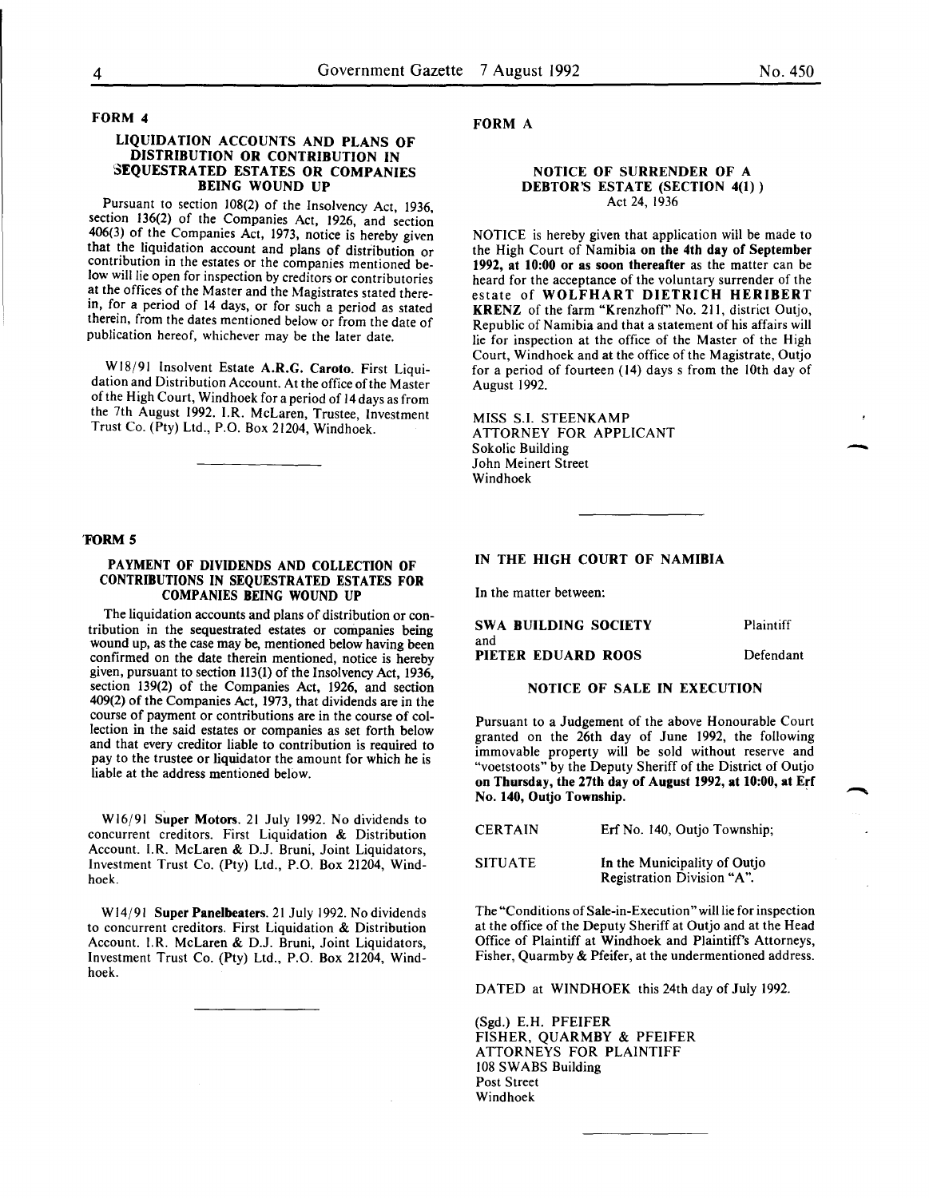## FORM 4

### LIQUIDATION ACCOUNTS AND PLANS OF DISTRIBUTION OR CONTRIBUTION IN SEQUESTRATED ESTATES OR COMPANIES BEING WOUND UP

Pursuant to section 108(2) of the Insolvency Act, 1936, section 136(2) of the Companies Act, 1926, and section 406(3) of the Companies Act, 1973, notice is hereby given that the liquidation account and plans of distribution or contribution in the estates or the companies mentioned below will lie open for inspection by creditors or contributories at the offices of the Master and the Magistrates stated therein, for a period of 14 days, or for such a period as stated therein, from the dates mentioned below or from the date of publication hereof, whichever may be the later date.

W18/91 Insolvent Estate **A.R.G. Caroto**. First Liquidation and Distribution Account. At the office of the Master of the High Court, Windhoek for a period of 14 days as from the 7th August 1992. I.R. McLaren, Trustee, Investment Trust Co. (Pty) Ltd., P.O. Box 21204, Windhoek.

---

## FORM 5

### PAYMENT OF DIVIDENDS AND COLLECTION OF CONTRIBUTIONS IN SEQUESTRATED ESTATES FOR COMPANIES BEING WOUND UP

The liquidation accounts and plans of distribution or contribution in the sequestrated estates or companies being wound up, as the case may be, mentioned below having been confirmed on the date therein mentioned, notice is hereby given, pursuant to section 113(1) of the Insolvency Act, 1936, section 139(2) of the Companies Act, 1926, and section 409(2) of the Companies Act, 1973, that dividends are in the course of payment or contributions are in the course of collection in the said estates or companies as set forth below and that every creditor liable to contribution is required to pay to the trustee or liquidator the amount for which he is liable at the address mentioned below.

W16/91 **Super Motors**. 21 July 1992. No dividends to concurrent creditors. First Liquidation & Distribution Account. I.R. McLaren & D.J. Bruni, Joint Liquidators, Investment Trust Co. (Pty) Ltd., P.O. Box 21204, Windhoek.

W14/91 **Super Panelbeaters**. 21 July 1992. No dividends to concurrent creditors. First Liquidation & Distribution Account. I.R. McLaren & D.J. Bruni, Joint Liquidators, Investment Trust Co. (Pty) Ltd., P.O. Box 21204, Windhoek.

---

## FORM A

### NOTICE OF SURRENDER OF A DEBTOR'S ESTATE (SECTION 4(1))
Act 24, 1936

NOTICE is hereby given that application will be made to the High Court of Namibia **on the 4th day of September 1992, at 10:00 or as soon thereafter** as the matter can be heard for the acceptance of the voluntary surrender of the estate of **WOLFHART DIETRICH HERIBERT KRENZ** of the farm "Krenzhoff" No. 211, district Outjo, Republic of Namibia and that a statement of his affairs will lie for inspection at the office of the Master of the High Court, Windhoek and at the office of the Magistrate, Outjo for a period of fourteen (14) days s from the 10th day of August 1992.

MISS S.I. STEENKAMP
ATTORNEY FOR APPLICANT
Sokolic Building
John Meinert Street
Windhoek

---

### IN THE HIGH COURT OF NAMIBIA

In the matter between:

| | |
|---|---|
| **SWA BUILDING SOCIETY** | Plaintiff |
| and | |
| **PIETER EDUARD ROOS** | Defendant |

### NOTICE OF SALE IN EXECUTION

Pursuant to a Judgement of the above Honourable Court granted on the 26th day of June 1992, the following immovable property will be sold without reserve and "voetstoots" by the Deputy Sheriff of the District of Outjo **on Thursday, the 27th day of August 1992, at 10:00, at Erf No. 140, Outjo Township.**

| | |
|---|---|
| CERTAIN | Erf No. 140, Outjo Township; |
| SITUATE | In the Municipality of Outjo Registration Division "A". |

The "Conditions of Sale-in-Execution" will lie for inspection at the office of the Deputy Sheriff at Outjo and at the Head Office of Plaintiff at Windhoek and Plaintiff's Attorneys, Fisher, Quarmby & Pfeifer, at the undermentioned address.

DATED at WINDHOEK this 24th day of July 1992.

(Sgd.) E.H. PFEIFER
FISHER, QUARMBY & PFEIFER
ATTORNEYS FOR PLAINTIFF
108 SWABS Building
Post Street
Windhoek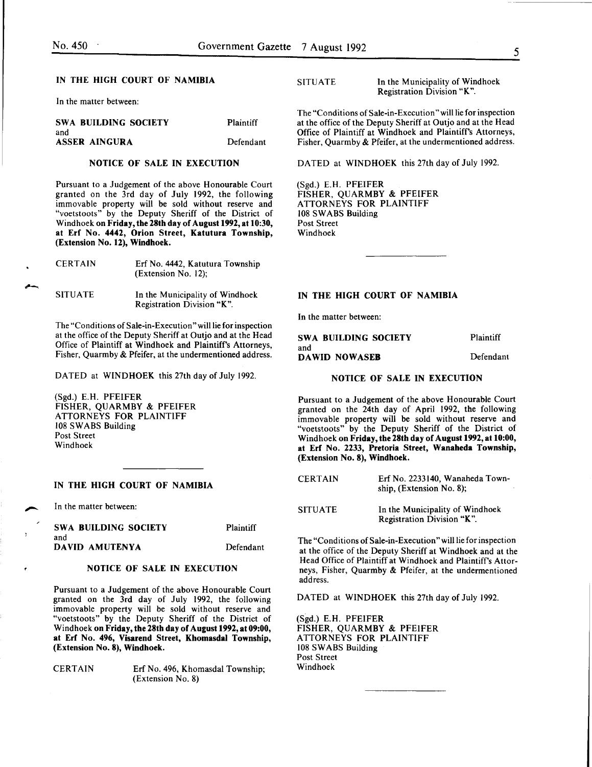## IN THE HIGH COURT OF NAMIBIA

In the matter between:

| | |
|---|---|
| **SWA BUILDING SOCIETY** | Plaintiff |
| and | |
| **ASSER AINGURA** | Defendant |

### NOTICE OF SALE IN EXECUTION

Pursuant to a Judgement of the above Honourable Court granted on the 3rd day of July 1992, the following immovable property will be sold without reserve and "voetstoots" by the Deputy Sheriff of the District of Windhoek **on Friday, the 28th day of August 1992, at 10:30, at Erf No. 4442, Orion Street, Katutura Township, (Extension No. 12), Windhoek.**

| | |
|---|---|
| CERTAIN | Erf No. 4442, Katutura Township (Extension No. 12); |
| SITUATE | In the Municipality of Windhoek Registration Division "K". |

The "Conditions of Sale-in-Execution" will lie for inspection at the office of the Deputy Sheriff at Outjo and at the Head Office of Plaintiff at Windhoek and Plaintiff's Attorneys, Fisher, Quarmby & Pfeifer, at the undermentioned address.

DATED at WINDHOEK this 27th day of July 1992.

(Sgd.) E.H. PFEIFER
FISHER, QUARMBY & PFEIFER
ATTORNEYS FOR PLAINTIFF
108 SWABS Building
Post Street
Windhoek

---

## IN THE HIGH COURT OF NAMIBIA

In the matter between:

| | |
|---|---|
| **SWA BUILDING SOCIETY** | Plaintiff |
| and | |
| **DAVID AMUTENYA** | Defendant |

### NOTICE OF SALE IN EXECUTION

Pursuant to a Judgement of the above Honourable Court granted on the 3rd day of July 1992, the following immovable property will be sold without reserve and "voetstoots" by the Deputy Sheriff of the District of Windhoek **on Friday, the 28th day of August 1992, at 09:00, at Erf No. 496, Visarend Street, Khomasdal Township, (Extension No. 8), Windhoek.**

| | |
|---|---|
| CERTAIN | Erf No. 496, Khomasdal Township; (Extension No. 8) |
| SITUATE | In the Municipality of Windhoek Registration Division "K". |

The "Conditions of Sale-in-Execution" will lie for inspection at the office of the Deputy Sheriff at Outjo and at the Head Office of Plaintiff at Windhoek and Plaintiff's Attorneys, Fisher, Quarmby & Pfeifer, at the undermentioned address.

DATED at WINDHOEK this 27th day of July 1992.

(Sgd.) E.H. PFEIFER
FISHER, QUARMBY & PFEIFER
ATTORNEYS FOR PLAINTIFF
108 SWABS Building
Post Street
Windhoek

---

## IN THE HIGH COURT OF NAMIBIA

In the matter between:

| | |
|---|---|
| **SWA BUILDING SOCIETY** | Plaintiff |
| and | |
| **DAWID NOWASEB** | Defendant |

### NOTICE OF SALE IN EXECUTION

Pursuant to a Judgement of the above Honourable Court granted on the 24th day of April 1992, the following immovable property will be sold without reserve and "voetstoots" by the Deputy Sheriff of the District of Windhoek **on Friday, the 28th day of August 1992, at 10:00, at Erf No. 2233, Pretoria Street, Wanaheda Township, (Extension No. 8), Windhoek.**

| | |
|---|---|
| CERTAIN | Erf No. 2233140, Wanaheda Township, (Extension No. 8); |
| SITUATE | In the Municipality of Windhoek Registration Division "K". |

The "Conditions of Sale-in-Execution" will lie for inspection at the office of the Deputy Sheriff at Windhoek and at the Head Office of Plaintiff at Windhoek and Plaintiff's Attorneys, Fisher, Quarmby & Pfeifer, at the undermentioned address.

DATED at WINDHOEK this 27th day of July 1992.

(Sgd.) E.H. PFEIFER
FISHER, QUARMBY & PFEIFER
ATTORNEYS FOR PLAINTIFF
108 SWABS Building
Post Street
Windhoek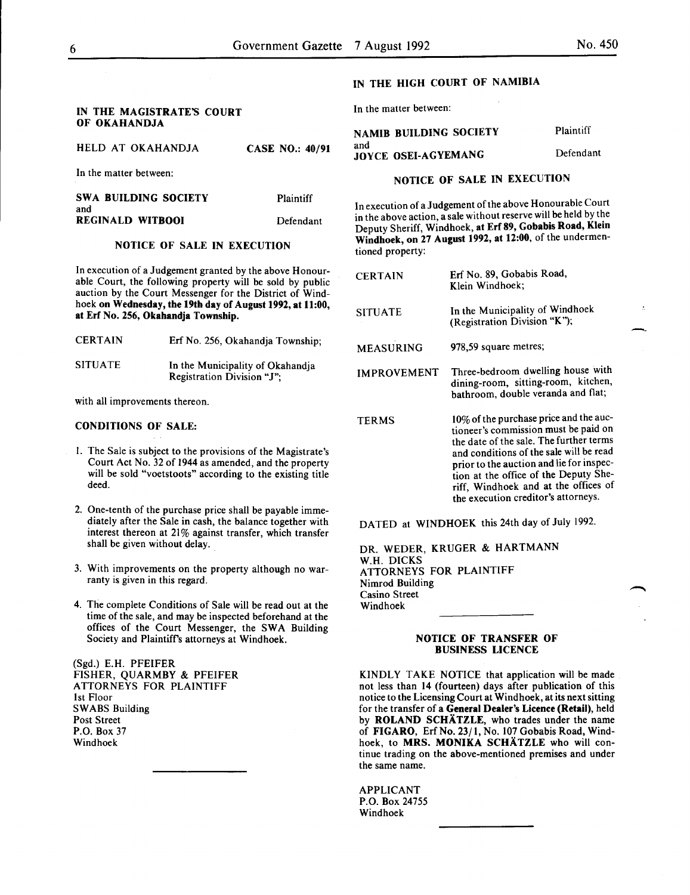## IN THE MAGISTRATE'S COURT OF OKAHANDJA

HELD AT OKAHANDJA **CASE NO.: 40/91**

In the matter between:

**SWA BUILDING SOCIETY** Plaintiff
and
**REGINALD WITBOOI** Defendant

### NOTICE OF SALE IN EXECUTION

In execution of a Judgement granted by the above Honourable Court, the following property will be sold by public auction by the Court Messenger for the District of Windhoek **on Wednesday, the 19th day of August 1992, at 11:00, at Erf No. 256, Okahandja Township.**

| | |
|---|---|
| CERTAIN | Erf No. 256, Okahandja Township; |
| SITUATE | In the Municipality of Okahandja Registration Division "J"; |

with all improvements thereon.

**CONDITIONS OF SALE:**

1. The Sale is subject to the provisions of the Magistrate's Court Act No. 32 of 1944 as amended, and the property will be sold "voetstoots" according to the existing title deed.
2. One-tenth of the purchase price shall be payable immediately after the Sale in cash, the balance together with interest thereon at 21% against transfer, which transfer shall be given without delay.
3. With improvements on the property although no warranty is given in this regard.
4. The complete Conditions of Sale will be read out at the time of the sale, and may be inspected beforehand at the offices of the Court Messenger, the SWA Building Society and Plaintiff's attorneys at Windhoek.

(Sgd.) E.H. PFEIFER
FISHER, QUARMBY & PFEIFER
ATTORNEYS FOR PLAINTIFF
1st Floor
SWABS Building
Post Street
P.O. Box 37
Windhoek

---

## IN THE HIGH COURT OF NAMIBIA

In the matter between:

**NAMIB BUILDING SOCIETY** Plaintiff
and
**JOYCE OSEI-AGYEMANG** Defendant

### NOTICE OF SALE IN EXECUTION

In execution of a Judgement of the above Honourable Court in the above action, a sale without reserve will be held by the Deputy Sheriff, Windhoek, **at Erf 89, Gobabis Road, Klein Windhoek, on 27 August 1992, at 12:00,** of the undermentioned property:

| | |
|---|---|
| CERTAIN | Erf No. 89, Gobabis Road, Klein Windhoek; |
| SITUATE | In the Municipality of Windhoek (Registration Division "K"); |
| MEASURING | 978,59 square metres; |
| IMPROVEMENT | Three-bedroom dwelling house with dining-room, sitting-room, kitchen, bathroom, double veranda and flat; |
| TERMS | 10% of the purchase price and the auctioneer's commission must be paid on the date of the sale. The further terms and conditions of the sale will be read prior to the auction and lie for inspection at the office of the Deputy Sheriff, Windhoek and at the offices of the execution creditor's attorneys. |

DATED at WINDHOEK this 24th day of July 1992.

DR. WEDER, KRUGER & HARTMANN
W.H. DICKS
ATTORNEYS FOR PLAINTIFF
Nimrod Building
Casino Street
Windhoek

---

### NOTICE OF TRANSFER OF BUSINESS LICENCE

KINDLY TAKE NOTICE that application will be made not less than 14 (fourteen) days after publication of this notice to the Licensing Court at Windhoek, at its next sitting for the transfer of **a General Dealer's Licence (Retail)**, held by **ROLAND SCHÄTZLE**, who trades under the name of **FIGARO**, Erf No. 23/1, No. 107 Gobabis Road, Windhoek, to **MRS. MONIKA SCHÄTZLE** who will continue trading on the above-mentioned premises and under the same name.

APPLICANT
P.O. Box 24755
Windhoek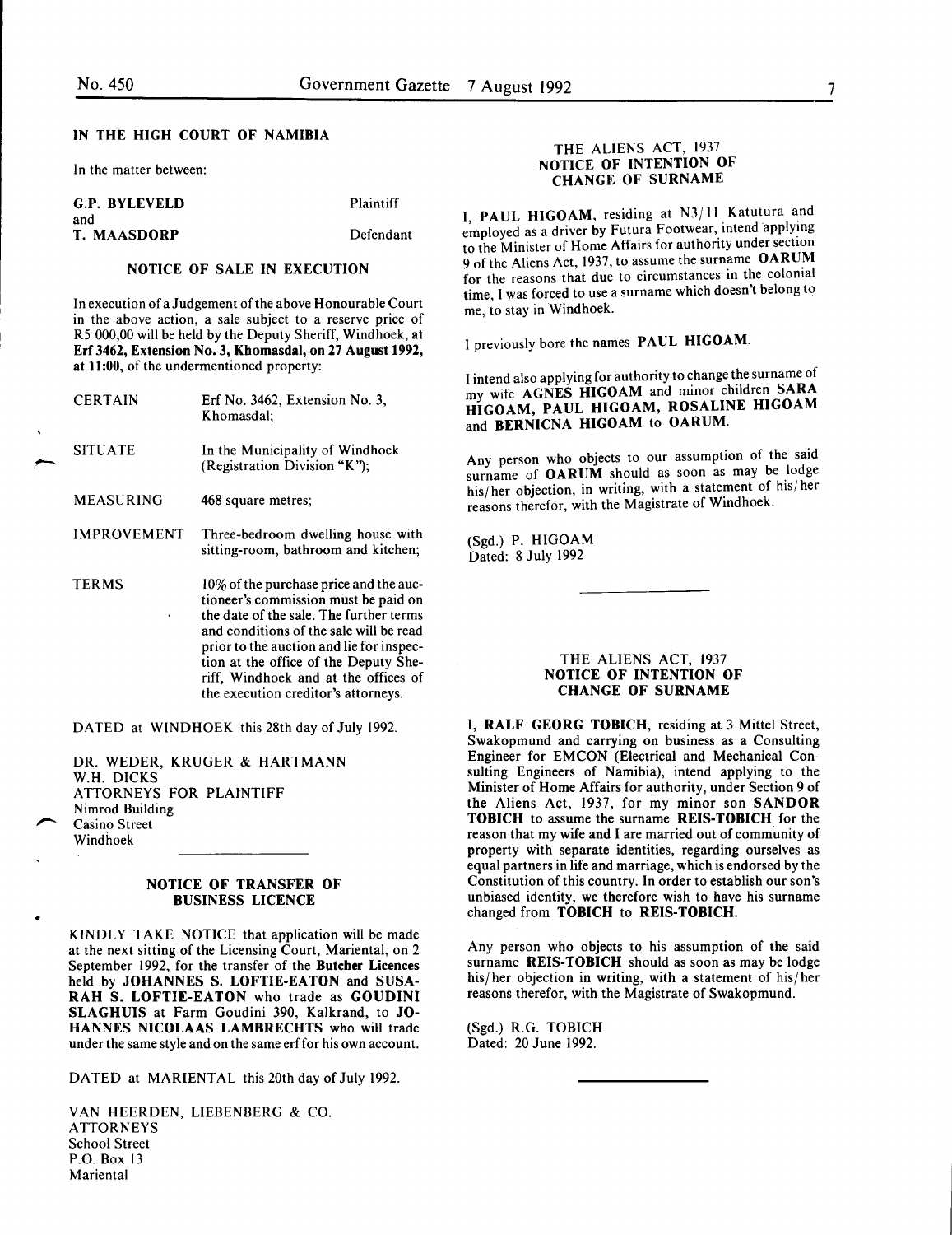### IN THE HIGH COURT OF NAMIBIA

In the matter between:

| | |
|---|---|
| **G.P. BYLEVELD** | Plaintiff |
| and | |
| **T. MAASDORP** | Defendant |

### NOTICE OF SALE IN EXECUTION

In execution of a Judgement of the above Honourable Court in the above action, a sale subject to a reserve price of R5 000,00 will be held by the Deputy Sheriff, Windhoek, at **Erf 3462, Extension No. 3, Khomasdal, on 27 August 1992, at 11:00,** of the undermentioned property:

| | |
|---|---|
| CERTAIN | Erf No. 3462, Extension No. 3, Khomasdal; |
| SITUATE | In the Municipality of Windhoek (Registration Division "K"); |
| MEASURING | 468 square metres; |
| IMPROVEMENT | Three-bedroom dwelling house with sitting-room, bathroom and kitchen; |
| TERMS | 10% of the purchase price and the auctioneer's commission must be paid on the date of the sale. The further terms and conditions of the sale will be read prior to the auction and lie for inspection at the office of the Deputy Sheriff, Windhoek and at the offices of the execution creditor's attorneys. |

DATED at WINDHOEK this 28th day of July 1992.

DR. WEDER, KRUGER & HARTMANN
W.H. DICKS
ATTORNEYS FOR PLAINTIFF
Nimrod Building
Casino Street
Windhoek

---

### NOTICE OF TRANSFER OF BUSINESS LICENCE

KINDLY TAKE NOTICE that application will be made at the next sitting of the Licensing Court, Mariental, on 2 September 1992, for the transfer of the **Butcher Licences** held by **JOHANNES S. LOFTIE-EATON** and **SUSARAH S. LOFTIE-EATON** who trade as **GOUDINI SLAGHUIS** at Farm Goudini 390, Kalkrand, to **JOHANNES NICOLAAS LAMBRECHTS** who will trade under the same style and on the same erf for his own account.

DATED at MARIENTAL this 20th day of July 1992.

VAN HEERDEN, LIEBENBERG & CO.
ATTORNEYS
School Street
P.O. Box 13
Mariental

---

### THE ALIENS ACT, 1937
### NOTICE OF INTENTION OF CHANGE OF SURNAME

I, **PAUL HIGOAM**, residing at N3/11 Katutura and employed as a driver by Futura Footwear, intend applying to the Minister of Home Affairs for authority under section 9 of the Aliens Act, 1937, to assume the surname **OARUM** for the reasons that due to circumstances in the colonial time, I was forced to use a surname which doesn't belong to me, to stay in Windhoek.

I previously bore the names **PAUL HIGOAM**.

I intend also applying for authority to change the surname of my wife **AGNES HIGOAM** and minor children **SARA HIGOAM, PAUL HIGOAM, ROSALINE HIGOAM** and **BERNICNA HIGOAM** to **OARUM**.

Any person who objects to our assumption of the said surname of **OARUM** should as soon as may be lodge his/her objection, in writing, with a statement of his/her reasons therefor, with the Magistrate of Windhoek.

(Sgd.) P. HIGOAM
Dated: 8 July 1992

---

### THE ALIENS ACT, 1937
### NOTICE OF INTENTION OF CHANGE OF SURNAME

I, **RALF GEORG TOBICH**, residing at 3 Mittel Street, Swakopmund and carrying on business as a Consulting Engineer for EMCON (Electrical and Mechanical Consulting Engineers of Namibia), intend applying to the Minister of Home Affairs for authority, under Section 9 of the Aliens Act, 1937, for my minor son **SANDOR TOBICH** to assume the surname **REIS-TOBICH** for the reason that my wife and I are married out of community of property with separate identities, regarding ourselves as equal partners in life and marriage, which is endorsed by the Constitution of this country. In order to establish our son's unbiased identity, we therefore wish to have his surname changed from **TOBICH** to **REIS-TOBICH**.

Any person who objects to his assumption of the said surname **REIS-TOBICH** should as soon as may be lodge his/her objection in writing, with a statement of his/her reasons therefor, with the Magistrate of Swakopmund.

(Sgd.) R.G. TOBICH
Dated: 20 June 1992.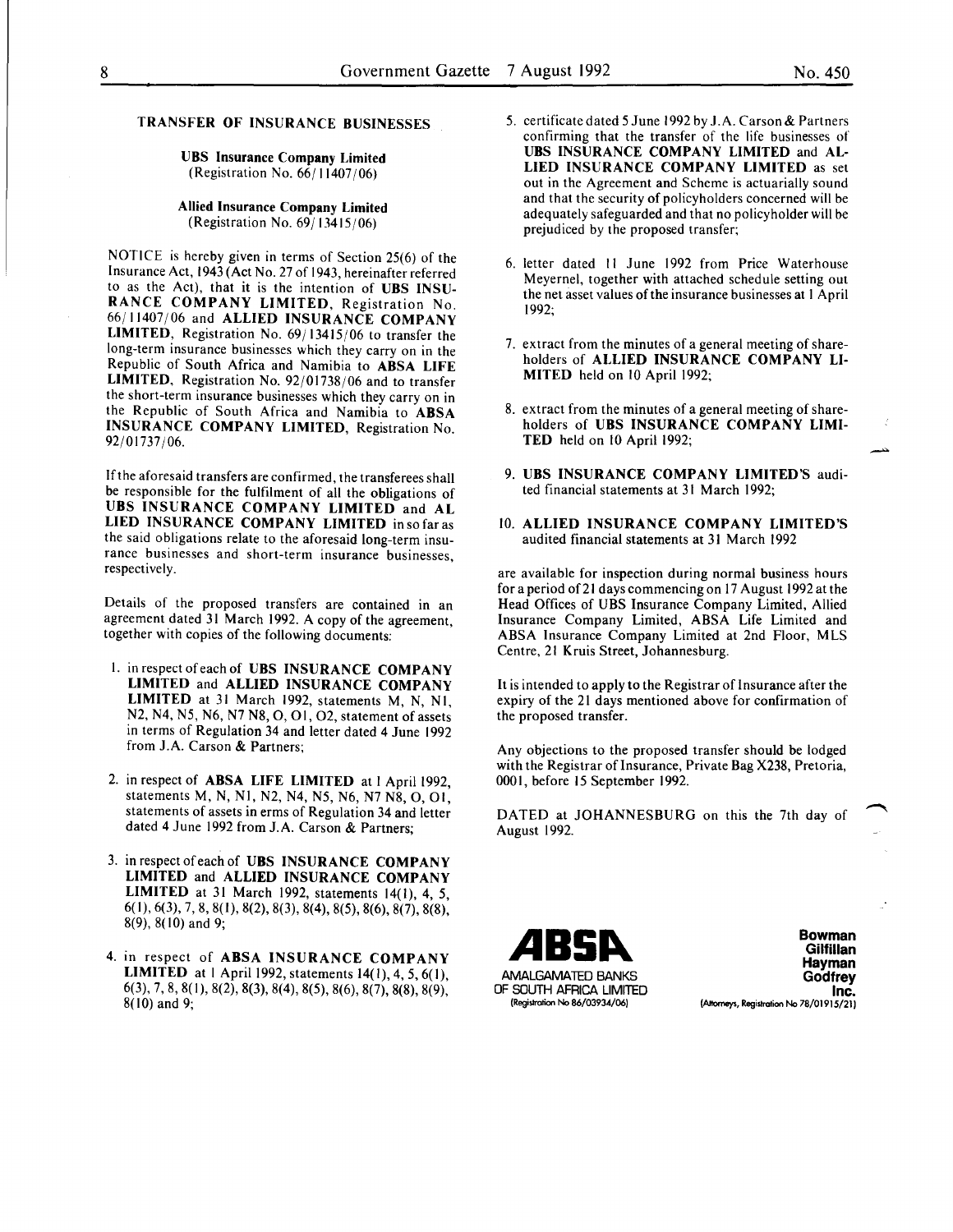## TRANSFER OF INSURANCE BUSINESSES

**UBS Insurance Company Limited**
(Registration No. 66/11407/06)

**Allied Insurance Company Limited**
(Registration No. 69/13415/06)

NOTICE is hereby given in terms of Section 25(6) of the Insurance Act, 1943 (Act No. 27 of 1943, hereinafter referred to as the Act), that it is the intention of **UBS INSURANCE COMPANY LIMITED**, Registration No. 66/11407/06 and **ALLIED INSURANCE COMPANY LIMITED**, Registration No. 69/13415/06 to transfer the long-term insurance businesses which they carry on in the Republic of South Africa and Namibia to **ABSA LIFE LIMITED**, Registration No. 92/01738/06 and to transfer the short-term insurance businesses which they carry on in the Republic of South Africa and Namibia to **ABSA INSURANCE COMPANY LIMITED**, Registration No. 92/01737/06.

If the aforesaid transfers are confirmed, the transferees shall be responsible for the fulfilment of all the obligations of **UBS INSURANCE COMPANY LIMITED** and **ALLIED INSURANCE COMPANY LIMITED** in so far as the said obligations relate to the aforesaid long-term insurance businesses and short-term insurance businesses, respectively.

Details of the proposed transfers are contained in an agreement dated 31 March 1992. A copy of the agreement, together with copies of the following documents:

1. in respect of each of **UBS INSURANCE COMPANY LIMITED** and **ALLIED INSURANCE COMPANY LIMITED** at 31 March 1992, statements M, N, N1, N2, N4, N5, N6, N7 N8, O, O1, O2, statement of assets in terms of Regulation 34 and letter dated 4 June 1992 from J.A. Carson & Partners;

2. in respect of **ABSA LIFE LIMITED** at 1 April 1992, statements M, N, N1, N2, N4, N5, N6, N7 N8, O, O1, statements of assets in erms of Regulation 34 and letter dated 4 June 1992 from J.A. Carson & Partners;

3. in respect of each of **UBS INSURANCE COMPANY LIMITED** and **ALLIED INSURANCE COMPANY LIMITED** at 31 March 1992, statements 14(1), 4, 5, 6(1), 6(3), 7, 8, 8(1), 8(2), 8(3), 8(4), 8(5), 8(6), 8(7), 8(8), 8(9), 8(10) and 9;

4. in respect of **ABSA INSURANCE COMPANY LIMITED** at 1 April 1992, statements 14(1), 4, 5, 6(1), 6(3), 7, 8, 8(1), 8(2), 8(3), 8(4), 8(5), 8(6), 8(7), 8(8), 8(9), 8(10) and 9;

5. certificate dated 5 June 1992 by J.A. Carson & Partners confirming that the transfer of the life businesses of **UBS INSURANCE COMPANY LIMITED** and **ALLIED INSURANCE COMPANY LIMITED** as set out in the Agreement and Scheme is actuarially sound and that the security of policyholders concerned will be adequately safeguarded and that no policyholder will be prejudiced by the proposed transfer;

6. letter dated 11 June 1992 from Price Waterhouse Meyernel, together with attached schedule setting out the net asset values of the insurance businesses at 1 April 1992;

7. extract from the minutes of a general meeting of shareholders of **ALLIED INSURANCE COMPANY LIMITED** held on 10 April 1992;

8. extract from the minutes of a general meeting of shareholders of **UBS INSURANCE COMPANY LIMITED** held on 10 April 1992;

9. **UBS INSURANCE COMPANY LIMITED'S** audited financial statements at 31 March 1992;

10. **ALLIED INSURANCE COMPANY LIMITED'S** audited financial statements at 31 March 1992

are available for inspection during normal business hours for a period of 21 days commencing on 17 August 1992 at the Head Offices of UBS Insurance Company Limited, Allied Insurance Company Limited, ABSA Life Limited and ABSA Insurance Company Limited at 2nd Floor, MLS Centre, 21 Kruis Street, Johannesburg.

It is intended to apply to the Registrar of Insurance after the expiry of the 21 days mentioned above for confirmation of the proposed transfer.

Any objections to the proposed transfer should be lodged with the Registrar of Insurance, Private Bag X238, Pretoria, 0001, before 15 September 1992.

DATED at JOHANNESBURG on this the 7th day of August 1992.

**ABSA**
AMALGAMATED BANKS OF SOUTH AFRICA LIMITED
(Registration No 86/03934/06)

**Bowman Gilfillan Hayman Godfrey Inc.**
(Attorneys, Registration No 78/01915/21)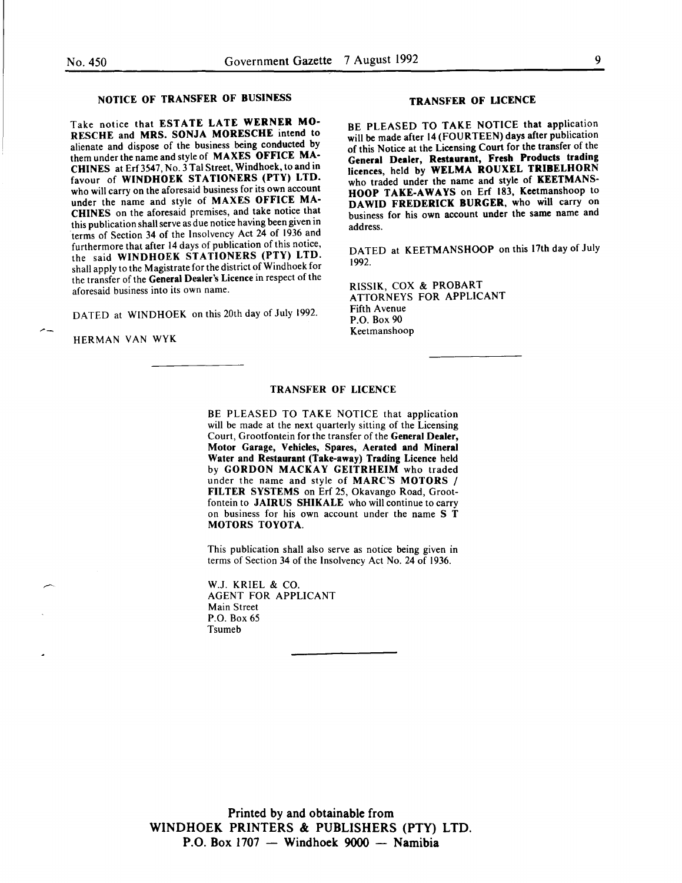## NOTICE OF TRANSFER OF BUSINESS

Take notice that **ESTATE LATE WERNER MORESCHE** and **MRS. SONJA MORESCHE** intend to alienate and dispose of the business being conducted by them under the name and style of **MAXES OFFICE MACHINES** at Erf 3547, No. 3 Tal Street, Windhoek, to and in favour of **WINDHOEK STATIONERS (PTY) LTD.** who will carry on the aforesaid business for its own account under the name and style of **MAXES OFFICE MACHINES** on the aforesaid premises, and take notice that this publication shall serve as due notice having been given in terms of Section 34 of the Insolvency Act 24 of 1936 and furthermore that after 14 days of publication of this notice, the said **WINDHOEK STATIONERS (PTY) LTD.** shall apply to the Magistrate for the district of Windhoek for the transfer of the **General Dealer's Licence** in respect of the aforesaid business into its own name.

DATED at WINDHOEK on this 20th day of July 1992.

HERMAN VAN WYK

## TRANSFER OF LICENCE

BE PLEASED TO TAKE NOTICE that application will be made after 14 (FOURTEEN) days after publication of this Notice at the Licensing Court for the transfer of the **General Dealer, Restaurant, Fresh Products trading licences**, held by **WELMA ROUXEL TRIBELHORN** who traded under the name and style of **KEETMANSHOOP TAKE-AWAYS** on Erf 183, Keetmanshoop to **DAWID FREDERICK BURGER**, who will carry on business for his own account under the same name and address.

DATED at KEETMANSHOOP on this 17th day of July 1992.

RISSIK, COX & PROBART
ATTORNEYS FOR APPLICANT
Fifth Avenue
P.O. Box 90
Keetmanshoop

## TRANSFER OF LICENCE

BE PLEASED TO TAKE NOTICE that application will be made at the next quarterly sitting of the Licensing Court, Grootfontein for the transfer of the **General Dealer, Motor Garage, Vehicles, Spares, Aerated and Mineral Water and Restaurant (Take-away) Trading Licence** held by **GORDON MACKAY GEITRHEIM** who traded under the name and style of **MARC'S MOTORS / FILTER SYSTEMS** on Erf 25, Okavango Road, Grootfontein to **JAIRUS SHIKALE** who will continue to carry on business for his own account under the name **S T MOTORS TOYOTA**.

This publication shall also serve as notice being given in terms of Section 34 of the Insolvency Act No. 24 of 1936.

W.J. KRIEL & CO.
AGENT FOR APPLICANT
Main Street
P.O. Box 65
Tsumeb

**Printed by and obtainable from**
**WINDHOEK PRINTERS & PUBLISHERS (PTY) LTD.**
**P.O. Box 1707 — Windhoek 9000 — Namibia**